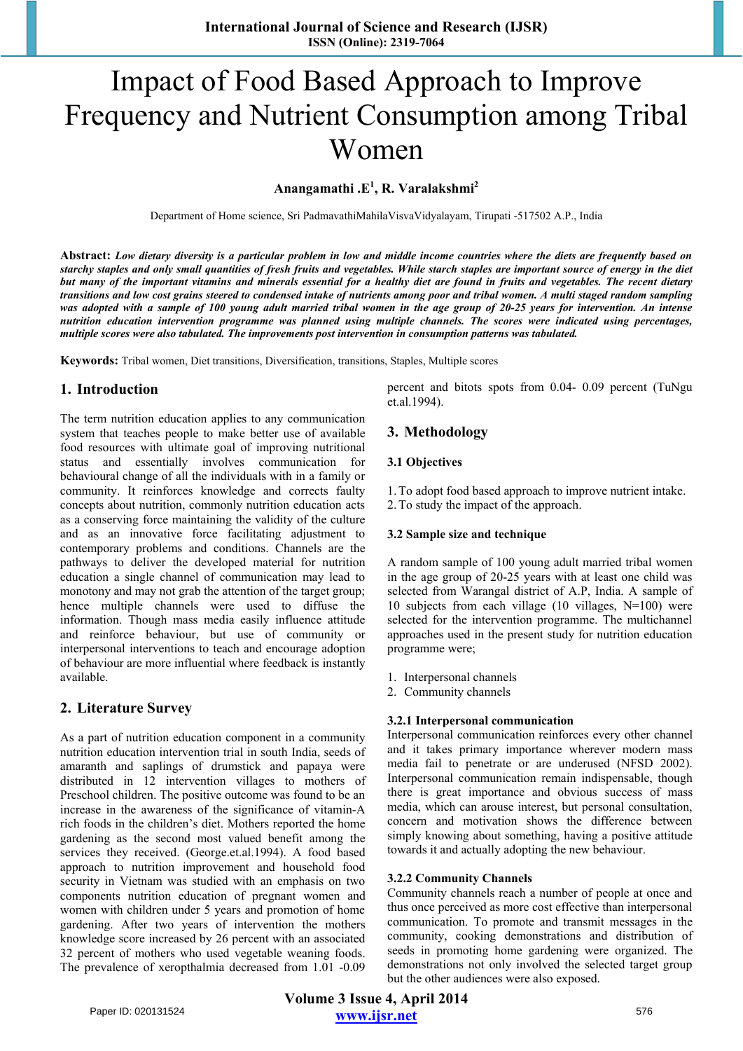# Impact of Food Based Approach to Improve Frequency and Nutrient Consumption among Tribal Women

**Anangamathi .E[1], R. Varalakshmi[2]**

Department of Home science, Sri PadmavathiMahilaVisvaVidyalayam, Tirupati -517502 A.P., India

**Abstract:** ***Low dietary diversity is a particular problem in low and middle income countries where the diets are frequently based on starchy staples and only small quantities of fresh fruits and vegetables. While starch staples are important source of energy in the diet but many of the important vitamins and minerals essential for a healthy diet are found in fruits and vegetables. The recent dietary transitions and low cost grains steered to condensed intake of nutrients among poor and tribal women. A multi staged random sampling was adopted with a sample of 100 young adult married tribal women in the age group of 20-25 years for intervention. An intense nutrition education intervention programme was planned using multiple channels. The scores were indicated using percentages, multiple scores were also tabulated. The improvements post intervention in consumption patterns was tabulated.***

**Keywords:** Tribal women, Diet transitions, Diversification, transitions, Staples, Multiple scores

## 1. Introduction

The term nutrition education applies to any communication system that teaches people to make better use of available food resources with ultimate goal of improving nutritional status and essentially involves communication for behavioural change of all the individuals with in a family or community. It reinforces knowledge and corrects faulty concepts about nutrition, commonly nutrition education acts as a conserving force maintaining the validity of the culture and as an innovative force facilitating adjustment to contemporary problems and conditions. Channels are the pathways to deliver the developed material for nutrition education a single channel of communication may lead to monotony and may not grab the attention of the target group; hence multiple channels were used to diffuse the information. Though mass media easily influence attitude and reinforce behaviour, but use of community or interpersonal interventions to teach and encourage adoption of behaviour are more influential where feedback is instantly available.

## 2. Literature Survey

As a part of nutrition education component in a community nutrition education intervention trial in south India, seeds of amaranth and saplings of drumstick and papaya were distributed in 12 intervention villages to mothers of Preschool children. The positive outcome was found to be an increase in the awareness of the significance of vitamin-A rich foods in the children's diet. Mothers reported the home gardening as the second most valued benefit among the services they received. (George.et.al.1994). A food based approach to nutrition improvement and household food security in Vietnam was studied with an emphasis on two components nutrition education of pregnant women and women with children under 5 years and promotion of home gardening. After two years of intervention the mothers knowledge score increased by 26 percent with an associated 32 percent of mothers who used vegetable weaning foods. The prevalence of xeropthalmia decreased from 1.01 -0.09 percent and bitots spots from 0.04- 0.09 percent (TuNgu et.al.1994).

## 3. Methodology

### 3.1 Objectives

1. To adopt food based approach to improve nutrient intake.
2. To study the impact of the approach.

### 3.2 Sample size and technique

A random sample of 100 young adult married tribal women in the age group of 20-25 years with at least one child was selected from Warangal district of A.P, India. A sample of 10 subjects from each village (10 villages, N=100) were selected for the intervention programme. The multichannel approaches used in the present study for nutrition education programme were;

1. Interpersonal channels
2. Community channels

#### 3.2.1 Interpersonal communication

Interpersonal communication reinforces every other channel and it takes primary importance wherever modern mass media fail to penetrate or are underused (NFSD 2002). Interpersonal communication remain indispensable, though there is great importance and obvious success of mass media, which can arouse interest, but personal consultation, concern and motivation shows the difference between simply knowing about something, having a positive attitude towards it and actually adopting the new behaviour.

#### 3.2.2 Community Channels

Community channels reach a number of people at once and thus once perceived as more cost effective than interpersonal communication. To promote and transmit messages in the community, cooking demonstrations and distribution of seeds in promoting home gardening were organized. The demonstrations not only involved the selected target group but the other audiences were also exposed.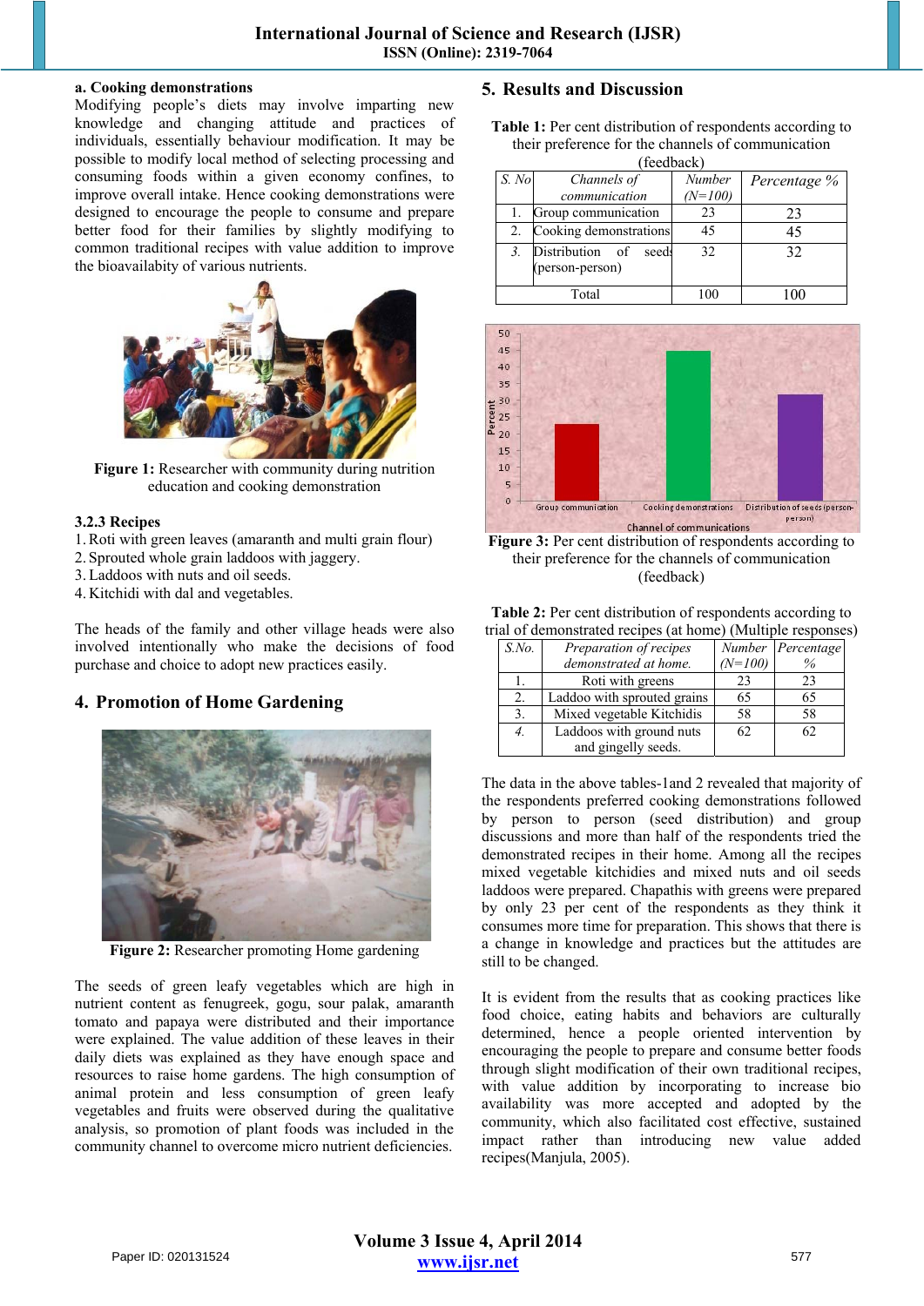**a. Cooking demonstrations**

Modifying people's diets may involve imparting new knowledge and changing attitude and practices of individuals, essentially behaviour modification. It may be possible to modify local method of selecting processing and consuming foods within a given economy confines, to improve overall intake. Hence cooking demonstrations were designed to encourage the people to consume and prepare better food for their families by slightly modifying to common traditional recipes with value addition to improve the bioavailabity of various nutrients.

**Figure 1:** Researcher with community during nutrition education and cooking demonstration

### 3.2.3 Recipes

1. Roti with green leaves (amaranth and multi grain flour)
2. Sprouted whole grain laddoos with jaggery.
3. Laddoos with nuts and oil seeds.
4. Kitchidi with dal and vegetables.

The heads of the family and other village heads were also involved intentionally who make the decisions of food purchase and choice to adopt new practices easily.

## 4. Promotion of Home Gardening

**Figure 2:** Researcher promoting Home gardening

The seeds of green leafy vegetables which are high in nutrient content as fenugreek, gogu, sour palak, amaranth tomato and papaya were distributed and their importance were explained. The value addition of these leaves in their daily diets was explained as they have enough space and resources to raise home gardens. The high consumption of animal protein and less consumption of green leafy vegetables and fruits were observed during the qualitative analysis, so promotion of plant foods was included in the community channel to overcome micro nutrient deficiencies.

## 5. Results and Discussion

**Table 1:** Per cent distribution of respondents according to their preference for the channels of communication (feedback)

| *S. No* | *Channels of communication* | *Number (N=100)* | *Percentage %* |
|---|---|---|---|
| 1. | Group communication | 23 | 23 |
| 2. | Cooking demonstrations | 45 | 45 |
| *3.* | Distribution of seeds (person-person) | 32 | 32 |
| | Total | 100 | 100 |

**Figure 3:** Per cent distribution of respondents according to their preference for the channels of communication (feedback)

**Table 2:** Per cent distribution of respondents according to trial of demonstrated recipes (at home) (Multiple responses)

| *S.No.* | *Preparation of recipes demonstrated at home.* | *Number (N=100)* | *Percentage %* |
|---|---|---|---|
| 1. | Roti with greens | 23 | 23 |
| 2. | Laddoo with sprouted grains | 65 | 65 |
| 3. | Mixed vegetable Kitchidis | 58 | 58 |
| *4.* | Laddoos with ground nuts and gingelly seeds. | 62 | 62 |

The data in the above tables-1and 2 revealed that majority of the respondents preferred cooking demonstrations followed by person to person (seed distribution) and group discussions and more than half of the respondents tried the demonstrated recipes in their home. Among all the recipes mixed vegetable kitchidies and mixed nuts and oil seeds laddoos were prepared. Chapathis with greens were prepared by only 23 per cent of the respondents as they think it consumes more time for preparation. This shows that there is a change in knowledge and practices but the attitudes are still to be changed.

It is evident from the results that as cooking practices like food choice, eating habits and behaviors are culturally determined, hence a people oriented intervention by encouraging the people to prepare and consume better foods through slight modification of their own traditional recipes, with value addition by incorporating to increase bio availability was more accepted and adopted by the community, which also facilitated cost effective, sustained impact rather than introducing new value added recipes(Manjula, 2005).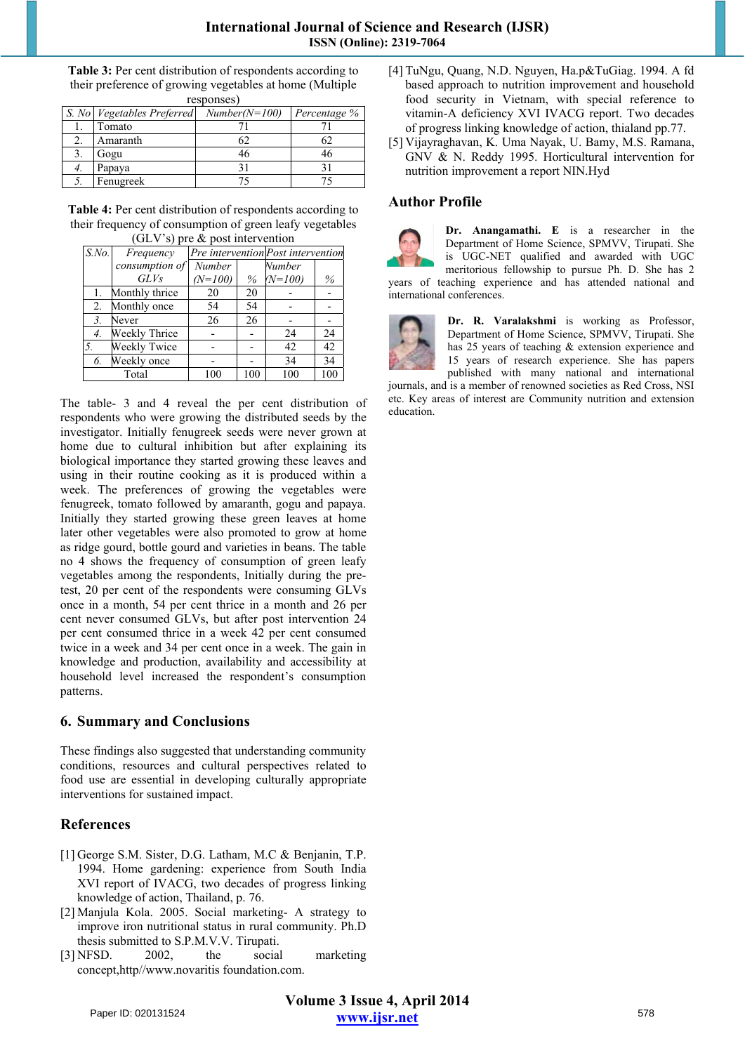**Table 3:** Per cent distribution of respondents according to their preference of growing vegetables at home (Multiple responses)

| S. No | Vegetables Preferred | Number(N=100) | Percentage % |
|---|---|---|---|
| 1. | Tomato | 71 | 71 |
| 2. | Amaranth | 62 | 62 |
| 3. | Gogu | 46 | 46 |
| 4. | Papaya | 31 | 31 |
| 5. | Fenugreek | 75 | 75 |

**Table 4:** Per cent distribution of respondents according to their frequency of consumption of green leafy vegetables (GLV's) pre & post intervention

| S.No. | Frequency consumption of GLVs | Pre intervention | | Post intervention | |
|---|---|---|---|---|---|
| | | Number (N=100) | % | Number (N=100) | % |
| 1. | Monthly thrice | 20 | 20 | - | - |
| 2. | Monthly once | 54 | 54 | - | - |
| 3. | Never | 26 | 26 | - | - |
| 4. | Weekly Thrice | - | - | 24 | 24 |
| 5. | Weekly Twice | - | - | 42 | 42 |
| 6. | Weekly once | - | - | 34 | 34 |
| | Total | 100 | 100 | 100 | 100 |

The table- 3 and 4 reveal the per cent distribution of respondents who were growing the distributed seeds by the investigator. Initially fenugreek seeds were never grown at home due to cultural inhibition but after explaining its biological importance they started growing these leaves and using in their routine cooking as it is produced within a week. The preferences of growing the vegetables were fenugreek, tomato followed by amaranth, gogu and papaya. Initially they started growing these green leaves at home later other vegetables were also promoted to grow at home as ridge gourd, bottle gourd and varieties in beans. The table no 4 shows the frequency of consumption of green leafy vegetables among the respondents, Initially during the pre-test, 20 per cent of the respondents were consuming GLVs once in a month, 54 per cent thrice in a month and 26 per cent never consumed GLVs, but after post intervention 24 per cent consumed thrice in a week 42 per cent consumed twice in a week and 34 per cent once in a week. The gain in knowledge and production, availability and accessibility at household level increased the respondent's consumption patterns.

## 6. Summary and Conclusions

These findings also suggested that understanding community conditions, resources and cultural perspectives related to food use are essential in developing culturally appropriate interventions for sustained impact.

## References

[1] George S.M. Sister, D.G. Latham, M.C & Benjanin, T.P. 1994. Home gardening: experience from South India XVI report of IVACG, two decades of progress linking knowledge of action, Thailand, p. 76.

[2] Manjula Kola. 2005. Social marketing- A strategy to improve iron nutritional status in rural community. Ph.D thesis submitted to S.P.M.V.V. Tirupati.

[3] NFSD. 2002, the social marketing concept,http//www.novaritis foundation.com.

[4] TuNgu, Quang, N.D. Nguyen, Ha.p&TuGiag. 1994. A fd based approach to nutrition improvement and household food security in Vietnam, with special reference to vitamin-A deficiency XVI IVACG report. Two decades of progress linking knowledge of action, thialand pp.77.

[5] Vijayraghavan, K. Uma Nayak, U. Bamy, M.S. Ramana, GNV & N. Reddy 1995. Horticultural intervention for nutrition improvement a report NIN.Hyd

## Author Profile

**Dr. Anangamathi. E** is a researcher in the Department of Home Science, SPMVV, Tirupati. She is UGC-NET qualified and awarded with UGC meritorious fellowship to pursue Ph. D. She has 2 years of teaching experience and has attended national and international conferences.

**Dr. R. Varalakshmi** is working as Professor, Department of Home Science, SPMVV, Tirupati. She has 25 years of teaching & extension experience and 15 years of research experience. She has papers published with many national and international journals, and is a member of renowned societies as Red Cross, NSI etc. Key areas of interest are Community nutrition and extension education.